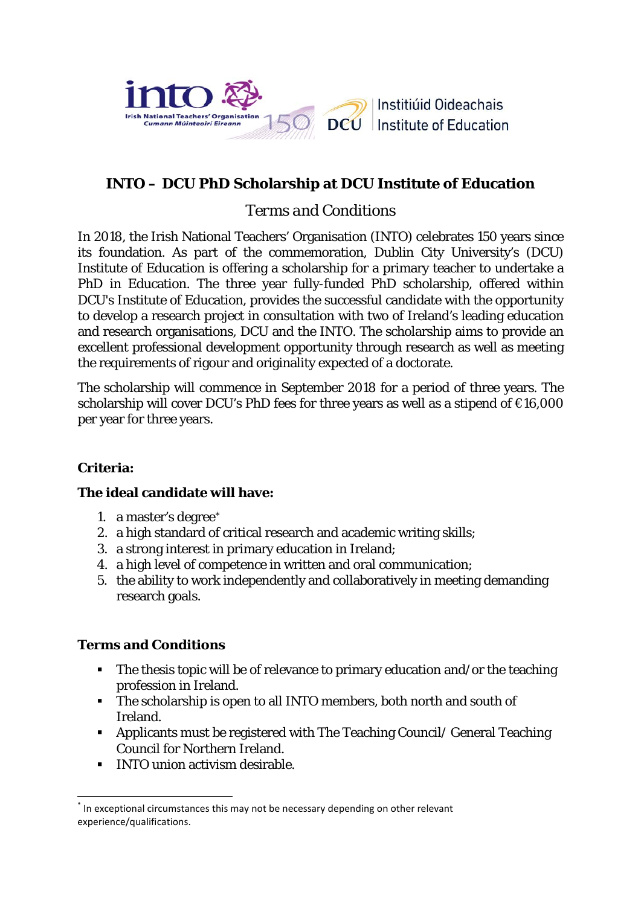# INTO – DCU PhD Scholarship at DCU Institute of Education

*Terms and Conditions*

In 2018, the Irish National Teachers' Organisation (INTO) celebrates 150 years since its foundation. As part of the commemoration, Dublin City University's (DCU) Institute of Education is offering a scholarship for a primary teacher to undertake a PhD in Education. The three year fully-funded PhD scholarship, offered within DCU's Institute of Education, provides the successful candidate with the opportunity to develop a research project in consultation with two of Ireland's leading education and research organisations, DCU and the INTO. The scholarship aims to provide an excellent professional development opportunity through research as well as meeting the requirements of rigour and originality expected of a doctorate.

The scholarship will commence in September 2018 for a period of three years. The scholarship will cover DCU's PhD fees for three years as well as a stipend of €16,000 per year for three years.

**Criteria:**

**The ideal candidate will have:**

1. a master's degree[*]
2. a high standard of critical research and academic writing skills;
3. a strong interest in primary education in Ireland;
4. a high level of competence in written and oral communication;
5. the ability to work independently and collaboratively in meeting demanding research goals.

**Terms and Conditions**

- The thesis topic will be of relevance to primary education and/or the teaching profession in Ireland.
- The scholarship is open to all INTO members, both north and south of Ireland.
- Applicants must be registered with The Teaching Council/ General Teaching Council for Northern Ireland.
- INTO union activism desirable.

[*] In exceptional circumstances this may not be necessary depending on other relevant experience/qualifications.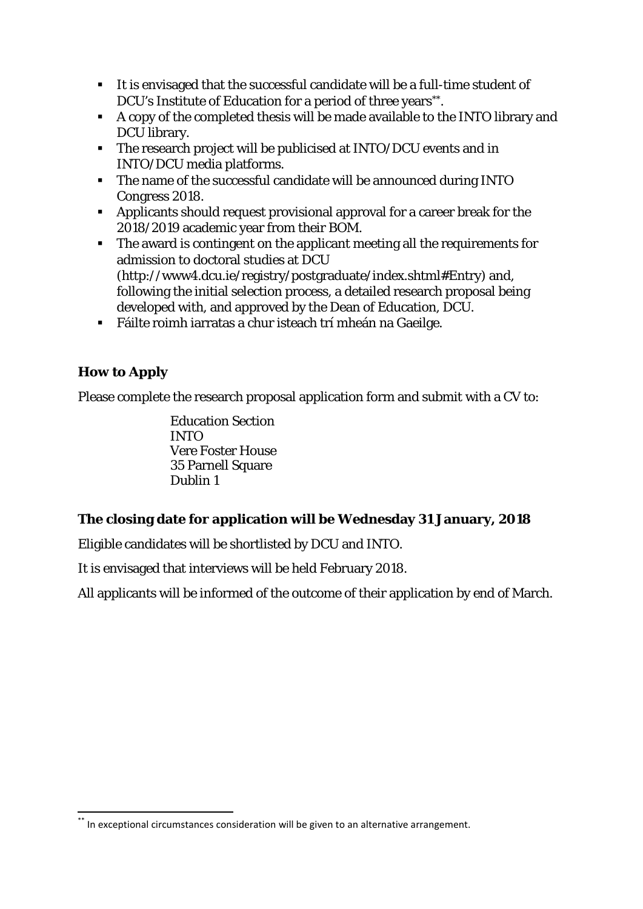- It is envisaged that the successful candidate will be a full-time student of DCU's Institute of Education for a period of three years[**].
- A copy of the completed thesis will be made available to the INTO library and DCU library.
- The research project will be publicised at INTO/DCU events and in INTO/DCU media platforms.
- The name of the successful candidate will be announced during INTO Congress 2018.
- Applicants should request provisional approval for a career break for the 2018/2019 academic year from their BOM.
- The award is contingent on the applicant meeting all the requirements for admission to doctoral studies at DCU (http://www4.dcu.ie/registry/postgraduate/index.shtml#Entry) and, following the initial selection process, a detailed research proposal being developed with, and approved by the Dean of Education, DCU.
- Fáilte roimh iarratas a chur isteach trí mheán na Gaeilge.

**How to Apply**

Please complete the research proposal application form and submit with a CV to:

Education Section
INTO
Vere Foster House
35 Parnell Square
Dublin 1

**The closing date for application will be Wednesday 31 January, 2018**

Eligible candidates will be shortlisted by DCU and INTO.

It is envisaged that interviews will be held February 2018.

All applicants will be informed of the outcome of their application by end of March.

[**] In exceptional circumstances consideration will be given to an alternative arrangement.